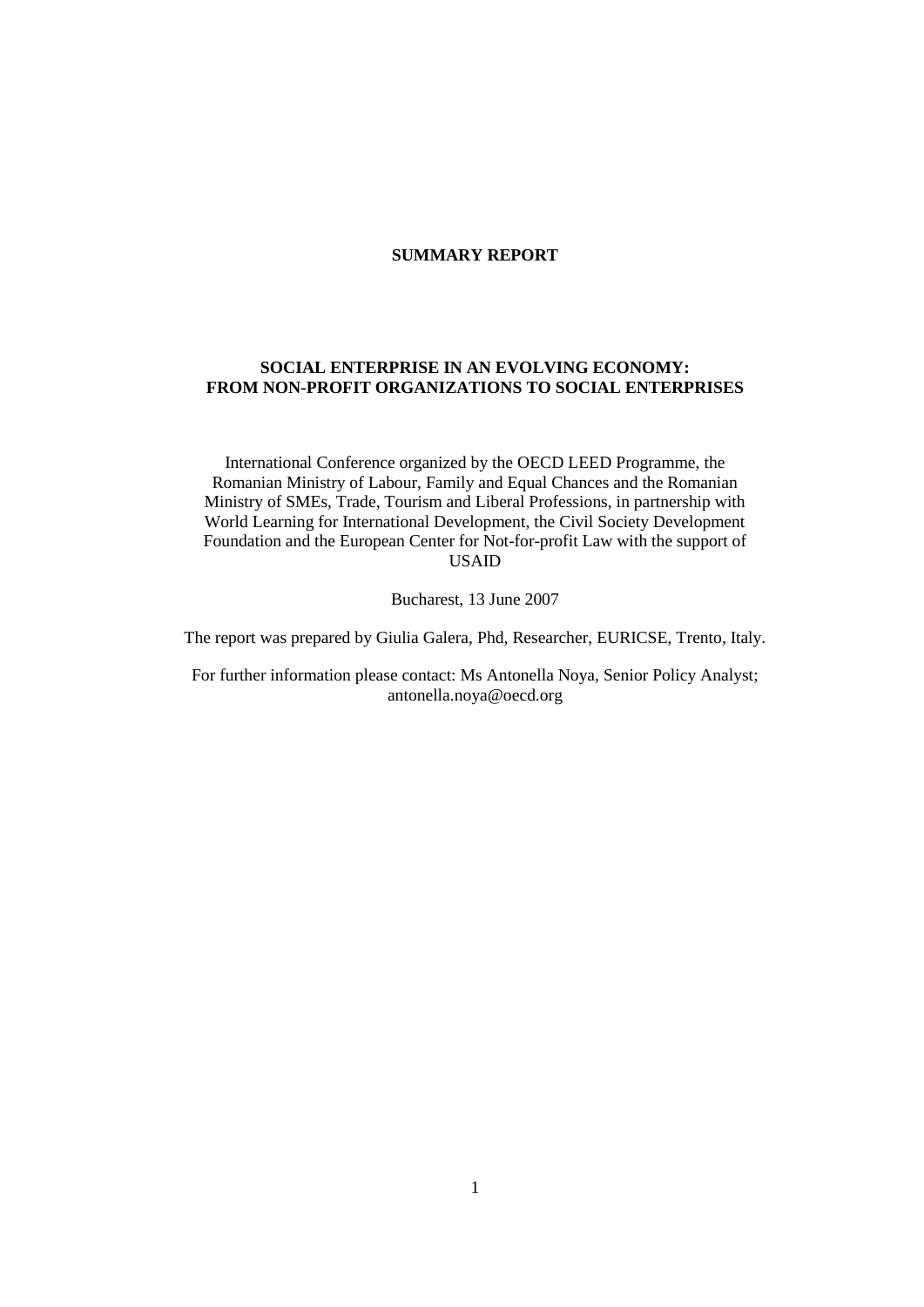**SUMMARY REPORT**

# SOCIAL ENTERPRISE IN AN EVOLVING ECONOMY: FROM NON-PROFIT ORGANIZATIONS TO SOCIAL ENTERPRISES

International Conference organized by the OECD LEED Programme, the Romanian Ministry of Labour, Family and Equal Chances and the Romanian Ministry of SMEs, Trade, Tourism and Liberal Professions, in partnership with World Learning for International Development, the Civil Society Development Foundation and the European Center for Not-for-profit Law with the support of USAID

Bucharest, 13 June 2007

The report was prepared by Giulia Galera, Phd, Researcher, EURICSE, Trento, Italy.

For further information please contact: Ms Antonella Noya, Senior Policy Analyst; antonella.noya@oecd.org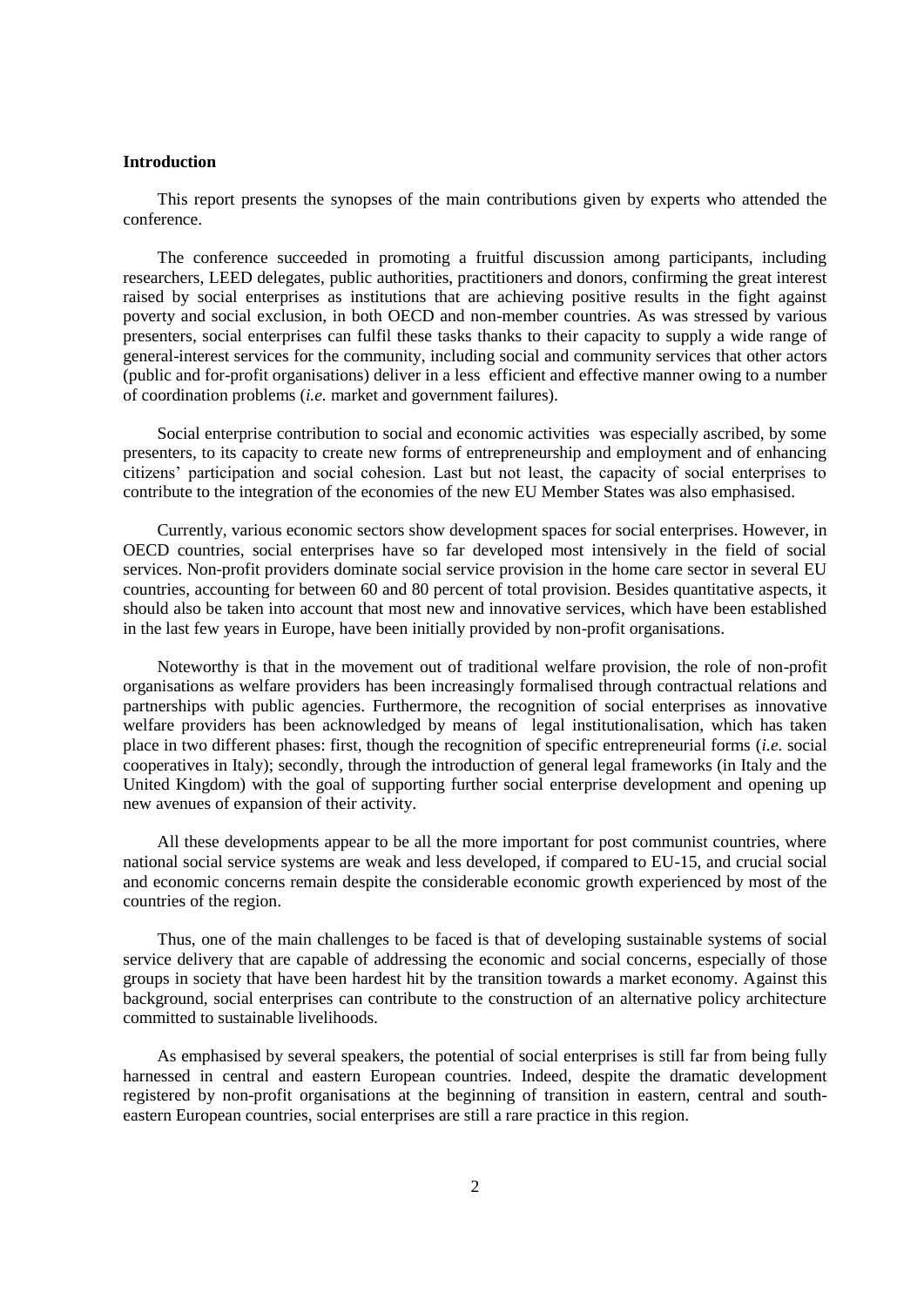**Introduction**

This report presents the synopses of the main contributions given by experts who attended the conference.

The conference succeeded in promoting a fruitful discussion among participants, including researchers, LEED delegates, public authorities, practitioners and donors, confirming the great interest raised by social enterprises as institutions that are achieving positive results in the fight against poverty and social exclusion, in both OECD and non-member countries. As was stressed by various presenters, social enterprises can fulfil these tasks thanks to their capacity to supply a wide range of general-interest services for the community, including social and community services that other actors (public and for-profit organisations) deliver in a less efficient and effective manner owing to a number of coordination problems (*i.e.* market and government failures).

Social enterprise contribution to social and economic activities was especially ascribed, by some presenters, to its capacity to create new forms of entrepreneurship and employment and of enhancing citizens' participation and social cohesion. Last but not least, the capacity of social enterprises to contribute to the integration of the economies of the new EU Member States was also emphasised.

Currently, various economic sectors show development spaces for social enterprises. However, in OECD countries, social enterprises have so far developed most intensively in the field of social services. Non-profit providers dominate social service provision in the home care sector in several EU countries, accounting for between 60 and 80 percent of total provision. Besides quantitative aspects, it should also be taken into account that most new and innovative services, which have been established in the last few years in Europe, have been initially provided by non-profit organisations.

Noteworthy is that in the movement out of traditional welfare provision, the role of non-profit organisations as welfare providers has been increasingly formalised through contractual relations and partnerships with public agencies. Furthermore, the recognition of social enterprises as innovative welfare providers has been acknowledged by means of legal institutionalisation, which has taken place in two different phases: first, though the recognition of specific entrepreneurial forms (*i.e.* social cooperatives in Italy); secondly, through the introduction of general legal frameworks (in Italy and the United Kingdom) with the goal of supporting further social enterprise development and opening up new avenues of expansion of their activity.

All these developments appear to be all the more important for post communist countries, where national social service systems are weak and less developed, if compared to EU-15, and crucial social and economic concerns remain despite the considerable economic growth experienced by most of the countries of the region.

Thus, one of the main challenges to be faced is that of developing sustainable systems of social service delivery that are capable of addressing the economic and social concerns, especially of those groups in society that have been hardest hit by the transition towards a market economy. Against this background, social enterprises can contribute to the construction of an alternative policy architecture committed to sustainable livelihoods.

As emphasised by several speakers, the potential of social enterprises is still far from being fully harnessed in central and eastern European countries. Indeed, despite the dramatic development registered by non-profit organisations at the beginning of transition in eastern, central and south-eastern European countries, social enterprises are still a rare practice in this region.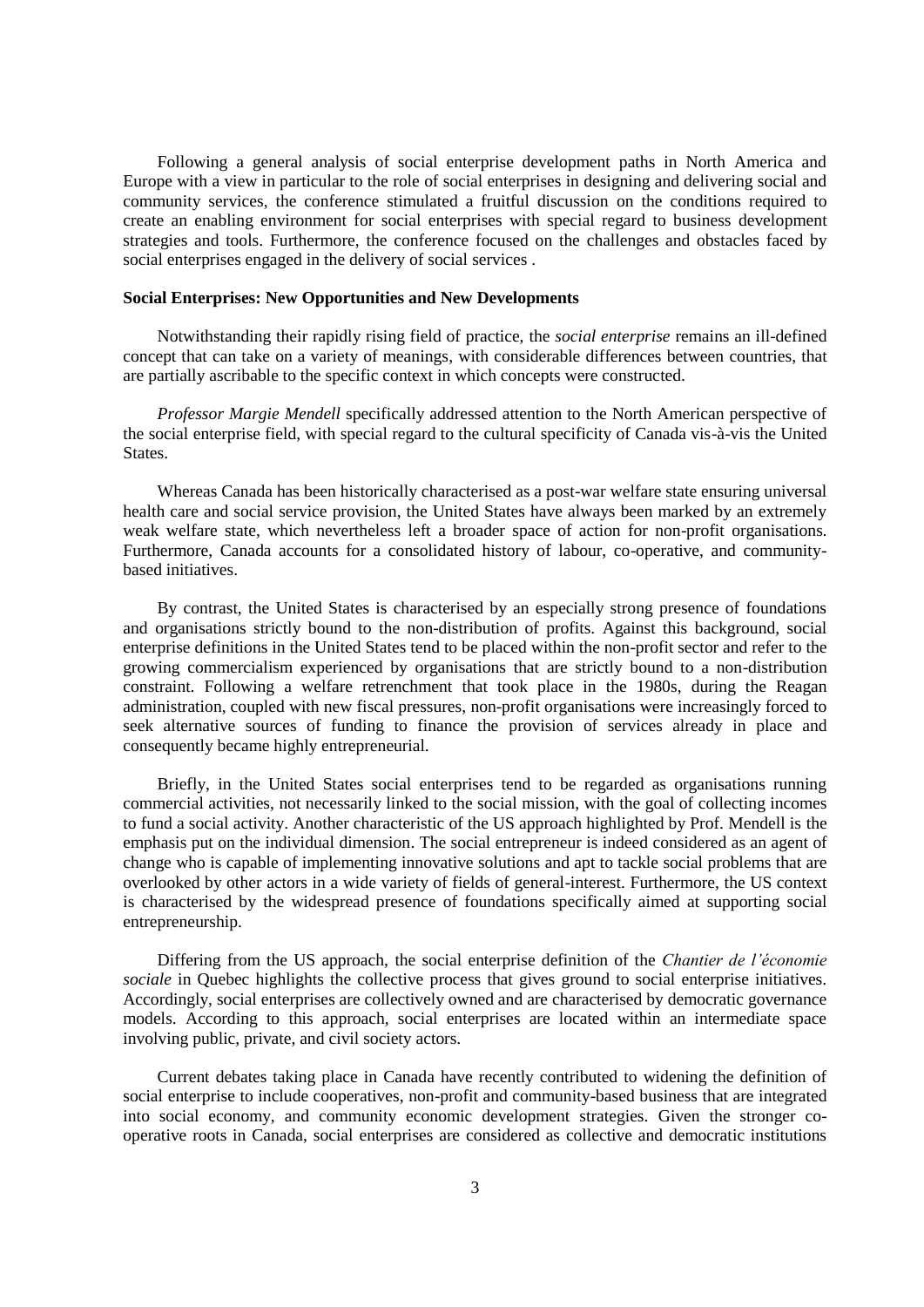Following a general analysis of social enterprise development paths in North America and Europe with a view in particular to the role of social enterprises in designing and delivering social and community services, the conference stimulated a fruitful discussion on the conditions required to create an enabling environment for social enterprises with special regard to business development strategies and tools. Furthermore, the conference focused on the challenges and obstacles faced by social enterprises engaged in the delivery of social services .

**Social Enterprises: New Opportunities and New Developments**

Notwithstanding their rapidly rising field of practice, the *social enterprise* remains an ill-defined concept that can take on a variety of meanings, with considerable differences between countries, that are partially ascribable to the specific context in which concepts were constructed.

*Professor Margie Mendell* specifically addressed attention to the North American perspective of the social enterprise field, with special regard to the cultural specificity of Canada vis-à-vis the United States.

Whereas Canada has been historically characterised as a post-war welfare state ensuring universal health care and social service provision, the United States have always been marked by an extremely weak welfare state, which nevertheless left a broader space of action for non-profit organisations. Furthermore, Canada accounts for a consolidated history of labour, co-operative, and community-based initiatives.

By contrast, the United States is characterised by an especially strong presence of foundations and organisations strictly bound to the non-distribution of profits. Against this background, social enterprise definitions in the United States tend to be placed within the non-profit sector and refer to the growing commercialism experienced by organisations that are strictly bound to a non-distribution constraint. Following a welfare retrenchment that took place in the 1980s, during the Reagan administration, coupled with new fiscal pressures, non-profit organisations were increasingly forced to seek alternative sources of funding to finance the provision of services already in place and consequently became highly entrepreneurial.

Briefly, in the United States social enterprises tend to be regarded as organisations running commercial activities, not necessarily linked to the social mission, with the goal of collecting incomes to fund a social activity. Another characteristic of the US approach highlighted by Prof. Mendell is the emphasis put on the individual dimension. The social entrepreneur is indeed considered as an agent of change who is capable of implementing innovative solutions and apt to tackle social problems that are overlooked by other actors in a wide variety of fields of general-interest. Furthermore, the US context is characterised by the widespread presence of foundations specifically aimed at supporting social entrepreneurship.

Differing from the US approach, the social enterprise definition of the *Chantier de l'économie sociale* in Quebec highlights the collective process that gives ground to social enterprise initiatives. Accordingly, social enterprises are collectively owned and are characterised by democratic governance models. According to this approach, social enterprises are located within an intermediate space involving public, private, and civil society actors.

Current debates taking place in Canada have recently contributed to widening the definition of social enterprise to include cooperatives, non-profit and community-based business that are integrated into social economy, and community economic development strategies. Given the stronger co-operative roots in Canada, social enterprises are considered as collective and democratic institutions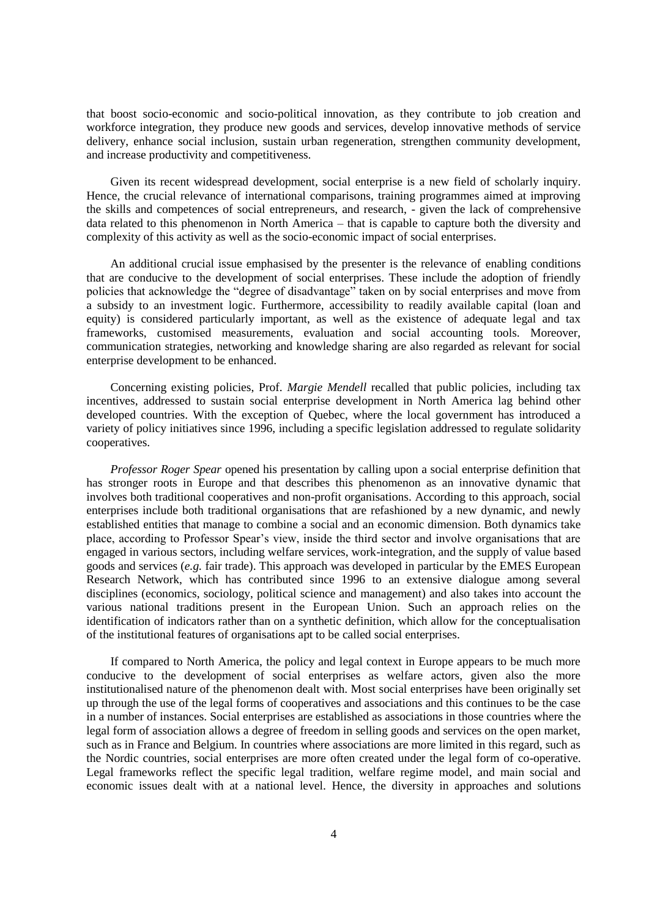that boost socio-economic and socio-political innovation, as they contribute to job creation and workforce integration, they produce new goods and services, develop innovative methods of service delivery, enhance social inclusion, sustain urban regeneration, strengthen community development, and increase productivity and competitiveness.

Given its recent widespread development, social enterprise is a new field of scholarly inquiry. Hence, the crucial relevance of international comparisons, training programmes aimed at improving the skills and competences of social entrepreneurs, and research, - given the lack of comprehensive data related to this phenomenon in North America – that is capable to capture both the diversity and complexity of this activity as well as the socio-economic impact of social enterprises.

An additional crucial issue emphasised by the presenter is the relevance of enabling conditions that are conducive to the development of social enterprises. These include the adoption of friendly policies that acknowledge the "degree of disadvantage" taken on by social enterprises and move from a subsidy to an investment logic. Furthermore, accessibility to readily available capital (loan and equity) is considered particularly important, as well as the existence of adequate legal and tax frameworks, customised measurements, evaluation and social accounting tools. Moreover, communication strategies, networking and knowledge sharing are also regarded as relevant for social enterprise development to be enhanced.

Concerning existing policies, Prof. *Margie Mendell* recalled that public policies, including tax incentives, addressed to sustain social enterprise development in North America lag behind other developed countries. With the exception of Quebec, where the local government has introduced a variety of policy initiatives since 1996, including a specific legislation addressed to regulate solidarity cooperatives.

*Professor Roger Spear* opened his presentation by calling upon a social enterprise definition that has stronger roots in Europe and that describes this phenomenon as an innovative dynamic that involves both traditional cooperatives and non-profit organisations. According to this approach, social enterprises include both traditional organisations that are refashioned by a new dynamic, and newly established entities that manage to combine a social and an economic dimension. Both dynamics take place, according to Professor Spear's view, inside the third sector and involve organisations that are engaged in various sectors, including welfare services, work-integration, and the supply of value based goods and services (*e.g.* fair trade). This approach was developed in particular by the EMES European Research Network, which has contributed since 1996 to an extensive dialogue among several disciplines (economics, sociology, political science and management) and also takes into account the various national traditions present in the European Union. Such an approach relies on the identification of indicators rather than on a synthetic definition, which allow for the conceptualisation of the institutional features of organisations apt to be called social enterprises.

If compared to North America, the policy and legal context in Europe appears to be much more conducive to the development of social enterprises as welfare actors, given also the more institutionalised nature of the phenomenon dealt with. Most social enterprises have been originally set up through the use of the legal forms of cooperatives and associations and this continues to be the case in a number of instances. Social enterprises are established as associations in those countries where the legal form of association allows a degree of freedom in selling goods and services on the open market, such as in France and Belgium. In countries where associations are more limited in this regard, such as the Nordic countries, social enterprises are more often created under the legal form of co-operative. Legal frameworks reflect the specific legal tradition, welfare regime model, and main social and economic issues dealt with at a national level. Hence, the diversity in approaches and solutions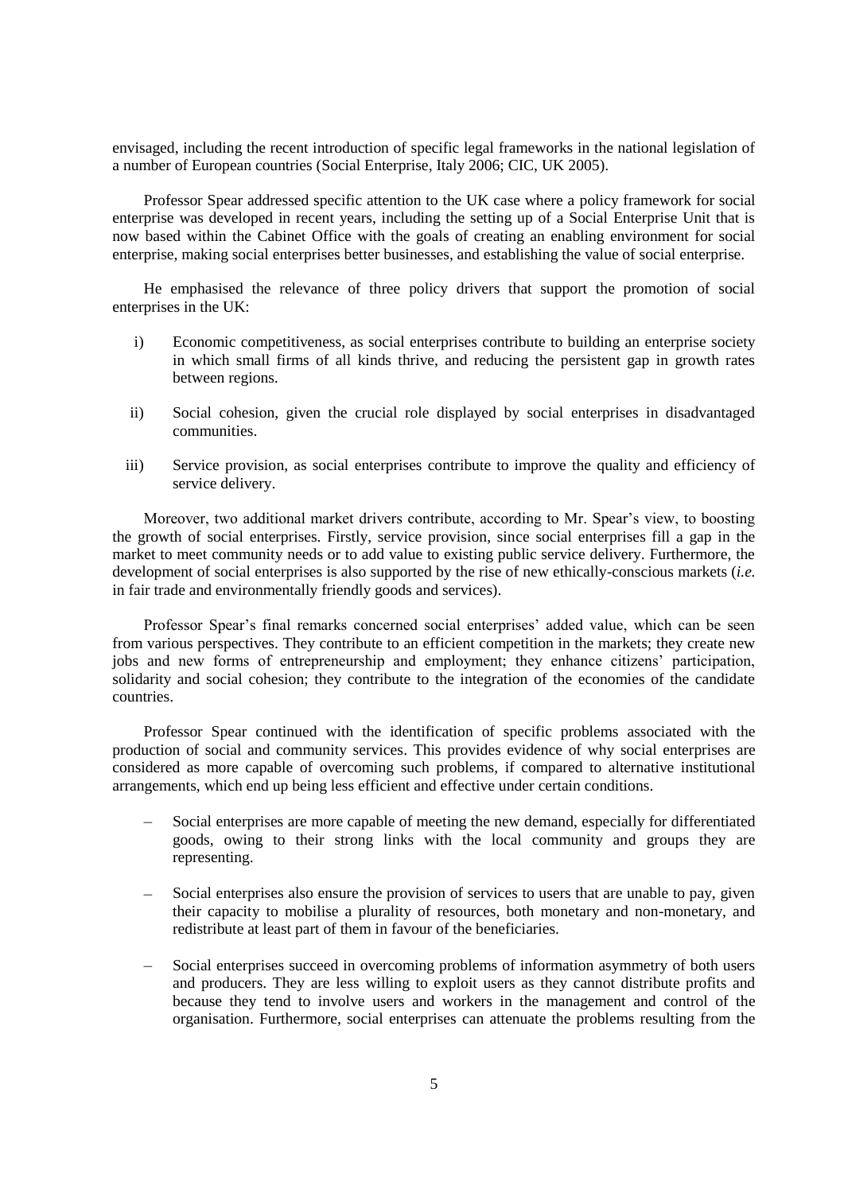envisaged, including the recent introduction of specific legal frameworks in the national legislation of a number of European countries (Social Enterprise, Italy 2006; CIC, UK 2005).

Professor Spear addressed specific attention to the UK case where a policy framework for social enterprise was developed in recent years, including the setting up of a Social Enterprise Unit that is now based within the Cabinet Office with the goals of creating an enabling environment for social enterprise, making social enterprises better businesses, and establishing the value of social enterprise.

He emphasised the relevance of three policy drivers that support the promotion of social enterprises in the UK:

i) Economic competitiveness, as social enterprises contribute to building an enterprise society in which small firms of all kinds thrive, and reducing the persistent gap in growth rates between regions.

ii) Social cohesion, given the crucial role displayed by social enterprises in disadvantaged communities.

iii) Service provision, as social enterprises contribute to improve the quality and efficiency of service delivery.

Moreover, two additional market drivers contribute, according to Mr. Spear's view, to boosting the growth of social enterprises. Firstly, service provision, since social enterprises fill a gap in the market to meet community needs or to add value to existing public service delivery. Furthermore, the development of social enterprises is also supported by the rise of new ethically-conscious markets (*i.e.* in fair trade and environmentally friendly goods and services).

Professor Spear's final remarks concerned social enterprises' added value, which can be seen from various perspectives. They contribute to an efficient competition in the markets; they create new jobs and new forms of entrepreneurship and employment; they enhance citizens' participation, solidarity and social cohesion; they contribute to the integration of the economies of the candidate countries.

Professor Spear continued with the identification of specific problems associated with the production of social and community services. This provides evidence of why social enterprises are considered as more capable of overcoming such problems, if compared to alternative institutional arrangements, which end up being less efficient and effective under certain conditions.

- Social enterprises are more capable of meeting the new demand, especially for differentiated goods, owing to their strong links with the local community and groups they are representing.
- Social enterprises also ensure the provision of services to users that are unable to pay, given their capacity to mobilise a plurality of resources, both monetary and non-monetary, and redistribute at least part of them in favour of the beneficiaries.
- Social enterprises succeed in overcoming problems of information asymmetry of both users and producers. They are less willing to exploit users as they cannot distribute profits and because they tend to involve users and workers in the management and control of the organisation. Furthermore, social enterprises can attenuate the problems resulting from the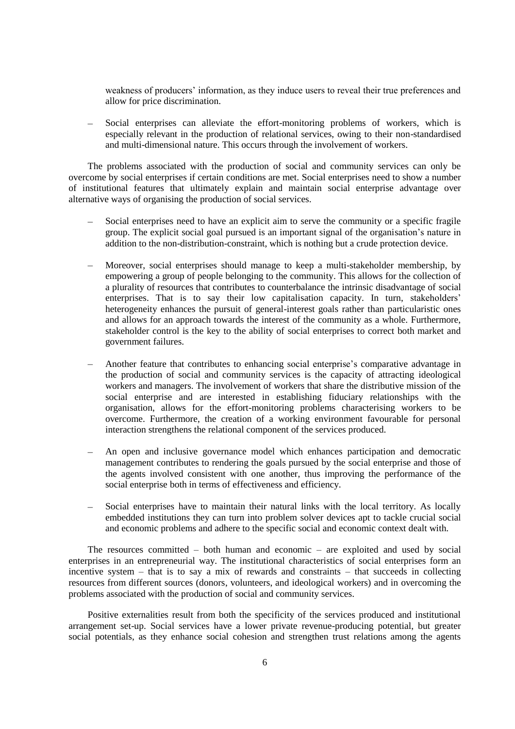weakness of producers' information, as they induce users to reveal their true preferences and allow for price discrimination.

- Social enterprises can alleviate the effort-monitoring problems of workers, which is especially relevant in the production of relational services, owing to their non-standardised and multi-dimensional nature. This occurs through the involvement of workers.

The problems associated with the production of social and community services can only be overcome by social enterprises if certain conditions are met. Social enterprises need to show a number of institutional features that ultimately explain and maintain social enterprise advantage over alternative ways of organising the production of social services.

- Social enterprises need to have an explicit aim to serve the community or a specific fragile group. The explicit social goal pursued is an important signal of the organisation's nature in addition to the non-distribution-constraint, which is nothing but a crude protection device.

- Moreover, social enterprises should manage to keep a multi-stakeholder membership, by empowering a group of people belonging to the community. This allows for the collection of a plurality of resources that contributes to counterbalance the intrinsic disadvantage of social enterprises. That is to say their low capitalisation capacity. In turn, stakeholders' heterogeneity enhances the pursuit of general-interest goals rather than particularistic ones and allows for an approach towards the interest of the community as a whole. Furthermore, stakeholder control is the key to the ability of social enterprises to correct both market and government failures.

- Another feature that contributes to enhancing social enterprise's comparative advantage in the production of social and community services is the capacity of attracting ideological workers and managers. The involvement of workers that share the distributive mission of the social enterprise and are interested in establishing fiduciary relationships with the organisation, allows for the effort-monitoring problems characterising workers to be overcome. Furthermore, the creation of a working environment favourable for personal interaction strengthens the relational component of the services produced.

- An open and inclusive governance model which enhances participation and democratic management contributes to rendering the goals pursued by the social enterprise and those of the agents involved consistent with one another, thus improving the performance of the social enterprise both in terms of effectiveness and efficiency.

- Social enterprises have to maintain their natural links with the local territory. As locally embedded institutions they can turn into problem solver devices apt to tackle crucial social and economic problems and adhere to the specific social and economic context dealt with.

The resources committed – both human and economic – are exploited and used by social enterprises in an entrepreneurial way. The institutional characteristics of social enterprises form an incentive system – that is to say a mix of rewards and constraints – that succeeds in collecting resources from different sources (donors, volunteers, and ideological workers) and in overcoming the problems associated with the production of social and community services.

Positive externalities result from both the specificity of the services produced and institutional arrangement set-up. Social services have a lower private revenue-producing potential, but greater social potentials, as they enhance social cohesion and strengthen trust relations among the agents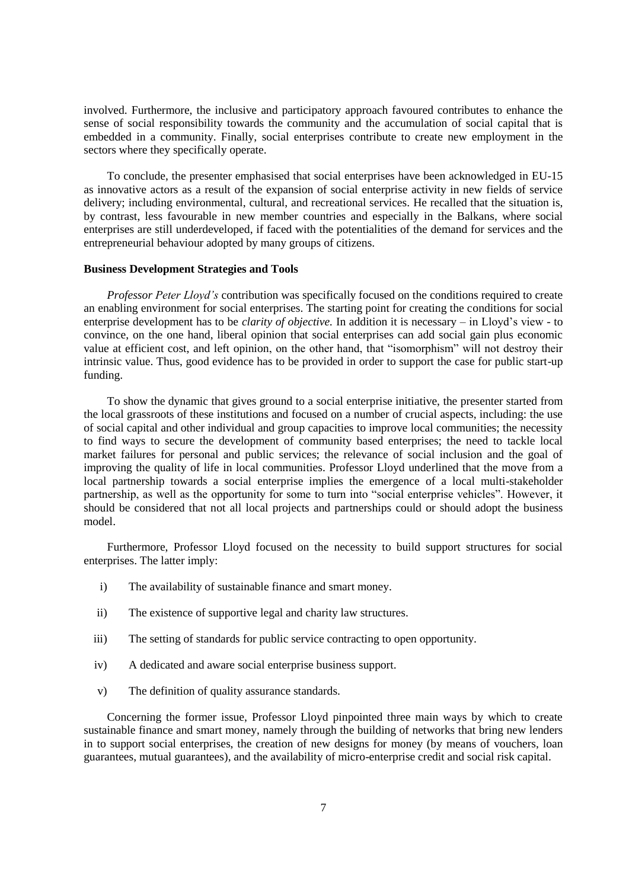involved. Furthermore, the inclusive and participatory approach favoured contributes to enhance the sense of social responsibility towards the community and the accumulation of social capital that is embedded in a community. Finally, social enterprises contribute to create new employment in the sectors where they specifically operate.

To conclude, the presenter emphasised that social enterprises have been acknowledged in EU-15 as innovative actors as a result of the expansion of social enterprise activity in new fields of service delivery; including environmental, cultural, and recreational services. He recalled that the situation is, by contrast, less favourable in new member countries and especially in the Balkans, where social enterprises are still underdeveloped, if faced with the potentialities of the demand for services and the entrepreneurial behaviour adopted by many groups of citizens.

**Business Development Strategies and Tools**

*Professor Peter Lloyd's* contribution was specifically focused on the conditions required to create an enabling environment for social enterprises. The starting point for creating the conditions for social enterprise development has to be *clarity of objective.* In addition it is necessary – in Lloyd's view - to convince, on the one hand, liberal opinion that social enterprises can add social gain plus economic value at efficient cost, and left opinion, on the other hand, that "isomorphism" will not destroy their intrinsic value. Thus, good evidence has to be provided in order to support the case for public start-up funding.

To show the dynamic that gives ground to a social enterprise initiative, the presenter started from the local grassroots of these institutions and focused on a number of crucial aspects, including: the use of social capital and other individual and group capacities to improve local communities; the necessity to find ways to secure the development of community based enterprises; the need to tackle local market failures for personal and public services; the relevance of social inclusion and the goal of improving the quality of life in local communities. Professor Lloyd underlined that the move from a local partnership towards a social enterprise implies the emergence of a local multi-stakeholder partnership, as well as the opportunity for some to turn into "social enterprise vehicles". However, it should be considered that not all local projects and partnerships could or should adopt the business model.

Furthermore, Professor Lloyd focused on the necessity to build support structures for social enterprises. The latter imply:

i) The availability of sustainable finance and smart money.

ii) The existence of supportive legal and charity law structures.

iii) The setting of standards for public service contracting to open opportunity.

iv) A dedicated and aware social enterprise business support.

v) The definition of quality assurance standards.

Concerning the former issue, Professor Lloyd pinpointed three main ways by which to create sustainable finance and smart money, namely through the building of networks that bring new lenders in to support social enterprises, the creation of new designs for money (by means of vouchers, loan guarantees, mutual guarantees), and the availability of micro-enterprise credit and social risk capital.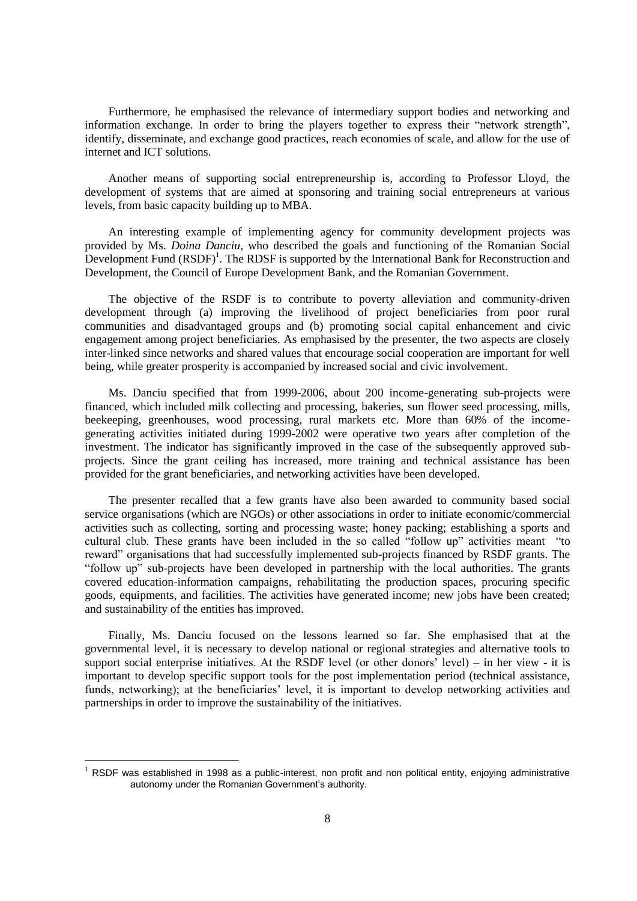Furthermore, he emphasised the relevance of intermediary support bodies and networking and information exchange. In order to bring the players together to express their "network strength", identify, disseminate, and exchange good practices, reach economies of scale, and allow for the use of internet and ICT solutions.

Another means of supporting social entrepreneurship is, according to Professor Lloyd, the development of systems that are aimed at sponsoring and training social entrepreneurs at various levels, from basic capacity building up to MBA.

An interesting example of implementing agency for community development projects was provided by Ms. *Doina Danciu*, who described the goals and functioning of the Romanian Social Development Fund (RSDF)[1]. The RDSF is supported by the International Bank for Reconstruction and Development, the Council of Europe Development Bank, and the Romanian Government.

The objective of the RSDF is to contribute to poverty alleviation and community-driven development through (a) improving the livelihood of project beneficiaries from poor rural communities and disadvantaged groups and (b) promoting social capital enhancement and civic engagement among project beneficiaries. As emphasised by the presenter, the two aspects are closely inter-linked since networks and shared values that encourage social cooperation are important for well being, while greater prosperity is accompanied by increased social and civic involvement.

Ms. Danciu specified that from 1999-2006, about 200 income-generating sub-projects were financed, which included milk collecting and processing, bakeries, sun flower seed processing, mills, beekeeping, greenhouses, wood processing, rural markets etc. More than 60% of the income-generating activities initiated during 1999-2002 were operative two years after completion of the investment. The indicator has significantly improved in the case of the subsequently approved sub-projects. Since the grant ceiling has increased, more training and technical assistance has been provided for the grant beneficiaries, and networking activities have been developed.

The presenter recalled that a few grants have also been awarded to community based social service organisations (which are NGOs) or other associations in order to initiate economic/commercial activities such as collecting, sorting and processing waste; honey packing; establishing a sports and cultural club. These grants have been included in the so called "follow up" activities meant "to reward" organisations that had successfully implemented sub-projects financed by RSDF grants. The "follow up" sub-projects have been developed in partnership with the local authorities. The grants covered education-information campaigns, rehabilitating the production spaces, procuring specific goods, equipments, and facilities. The activities have generated income; new jobs have been created; and sustainability of the entities has improved.

Finally, Ms. Danciu focused on the lessons learned so far. She emphasised that at the governmental level, it is necessary to develop national or regional strategies and alternative tools to support social enterprise initiatives. At the RSDF level (or other donors' level) – in her view - it is important to develop specific support tools for the post implementation period (technical assistance, funds, networking); at the beneficiaries' level, it is important to develop networking activities and partnerships in order to improve the sustainability of the initiatives.

---

[1] RSDF was established in 1998 as a public-interest, non profit and non political entity, enjoying administrative autonomy under the Romanian Government's authority.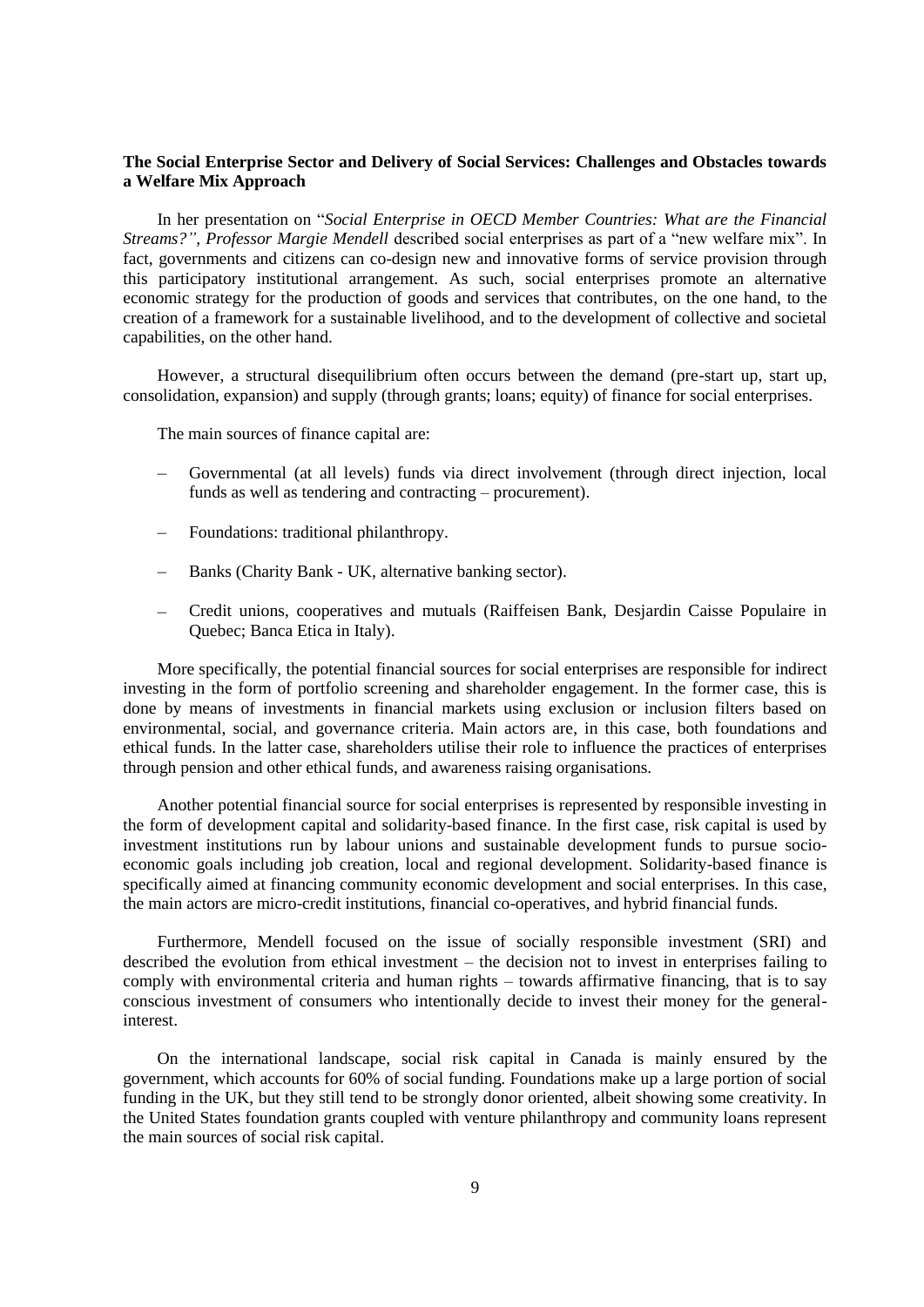**The Social Enterprise Sector and Delivery of Social Services: Challenges and Obstacles towards a Welfare Mix Approach**

In her presentation on "*Social Enterprise in OECD Member Countries: What are the Financial Streams?", Professor Margie Mendell* described social enterprises as part of a "new welfare mix". In fact, governments and citizens can co-design new and innovative forms of service provision through this participatory institutional arrangement. As such, social enterprises promote an alternative economic strategy for the production of goods and services that contributes, on the one hand, to the creation of a framework for a sustainable livelihood, and to the development of collective and societal capabilities, on the other hand.

However, a structural disequilibrium often occurs between the demand (pre-start up, start up, consolidation, expansion) and supply (through grants; loans; equity) of finance for social enterprises.

The main sources of finance capital are:

- Governmental (at all levels) funds via direct involvement (through direct injection, local funds as well as tendering and contracting – procurement).
- Foundations: traditional philanthropy.
- Banks (Charity Bank - UK, alternative banking sector).
- Credit unions, cooperatives and mutuals (Raiffeisen Bank, Desjardin Caisse Populaire in Quebec; Banca Etica in Italy).

More specifically, the potential financial sources for social enterprises are responsible for indirect investing in the form of portfolio screening and shareholder engagement. In the former case, this is done by means of investments in financial markets using exclusion or inclusion filters based on environmental, social, and governance criteria. Main actors are, in this case, both foundations and ethical funds. In the latter case, shareholders utilise their role to influence the practices of enterprises through pension and other ethical funds, and awareness raising organisations.

Another potential financial source for social enterprises is represented by responsible investing in the form of development capital and solidarity-based finance. In the first case, risk capital is used by investment institutions run by labour unions and sustainable development funds to pursue socio-economic goals including job creation, local and regional development. Solidarity-based finance is specifically aimed at financing community economic development and social enterprises. In this case, the main actors are micro-credit institutions, financial co-operatives, and hybrid financial funds.

Furthermore, Mendell focused on the issue of socially responsible investment (SRI) and described the evolution from ethical investment – the decision not to invest in enterprises failing to comply with environmental criteria and human rights – towards affirmative financing, that is to say conscious investment of consumers who intentionally decide to invest their money for the general-interest.

On the international landscape, social risk capital in Canada is mainly ensured by the government, which accounts for 60% of social funding. Foundations make up a large portion of social funding in the UK, but they still tend to be strongly donor oriented, albeit showing some creativity. In the United States foundation grants coupled with venture philanthropy and community loans represent the main sources of social risk capital.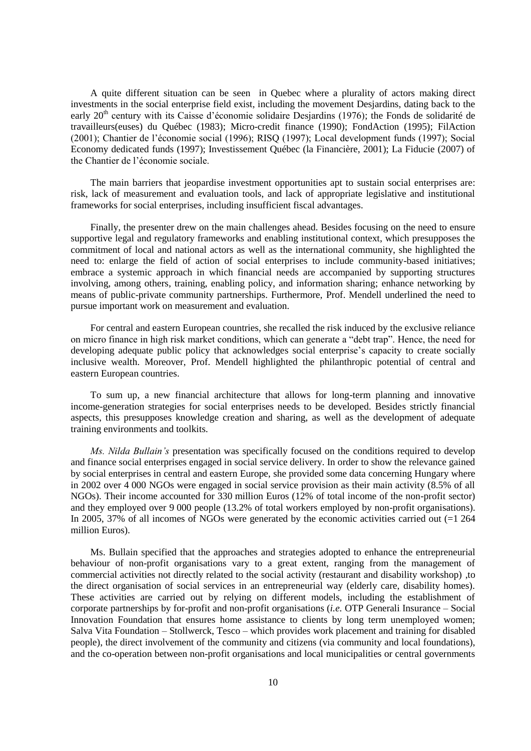A quite different situation can be seen in Quebec where a plurality of actors making direct investments in the social enterprise field exist, including the movement Desjardins, dating back to the early 20th century with its Caisse d'économie solidaire Desjardins (1976); the Fonds de solidarité de travailleurs(euses) du Québec (1983); Micro-credit finance (1990); FondAction (1995); FilAction (2001); Chantier de l'économie social (1996); RISQ (1997); Local development funds (1997); Social Economy dedicated funds (1997); Investissement Québec (la Financière, 2001); La Fiducie (2007) of the Chantier de l'économie sociale.

The main barriers that jeopardise investment opportunities apt to sustain social enterprises are: risk, lack of measurement and evaluation tools, and lack of appropriate legislative and institutional frameworks for social enterprises, including insufficient fiscal advantages.

Finally, the presenter drew on the main challenges ahead. Besides focusing on the need to ensure supportive legal and regulatory frameworks and enabling institutional context, which presupposes the commitment of local and national actors as well as the international community, she highlighted the need to: enlarge the field of action of social enterprises to include community-based initiatives; embrace a systemic approach in which financial needs are accompanied by supporting structures involving, among others, training, enabling policy, and information sharing; enhance networking by means of public-private community partnerships. Furthermore, Prof. Mendell underlined the need to pursue important work on measurement and evaluation.

For central and eastern European countries, she recalled the risk induced by the exclusive reliance on micro finance in high risk market conditions, which can generate a "debt trap". Hence, the need for developing adequate public policy that acknowledges social enterprise's capacity to create socially inclusive wealth. Moreover, Prof. Mendell highlighted the philanthropic potential of central and eastern European countries.

To sum up, a new financial architecture that allows for long-term planning and innovative income-generation strategies for social enterprises needs to be developed. Besides strictly financial aspects, this presupposes knowledge creation and sharing, as well as the development of adequate training environments and toolkits.

*Ms. Nilda Bullain's* presentation was specifically focused on the conditions required to develop and finance social enterprises engaged in social service delivery. In order to show the relevance gained by social enterprises in central and eastern Europe, she provided some data concerning Hungary where in 2002 over 4 000 NGOs were engaged in social service provision as their main activity (8.5% of all NGOs). Their income accounted for 330 million Euros (12% of total income of the non-profit sector) and they employed over 9 000 people (13.2% of total workers employed by non-profit organisations). In 2005, 37% of all incomes of NGOs were generated by the economic activities carried out (=1 264 million Euros).

Ms. Bullain specified that the approaches and strategies adopted to enhance the entrepreneurial behaviour of non-profit organisations vary to a great extent, ranging from the management of commercial activities not directly related to the social activity (restaurant and disability workshop) ,to the direct organisation of social services in an entrepreneurial way (elderly care, disability homes). These activities are carried out by relying on different models, including the establishment of corporate partnerships by for-profit and non-profit organisations (*i.e.* OTP Generali Insurance – Social Innovation Foundation that ensures home assistance to clients by long term unemployed women; Salva Vita Foundation – Stollwerck, Tesco – which provides work placement and training for disabled people), the direct involvement of the community and citizens (via community and local foundations), and the co-operation between non-profit organisations and local municipalities or central governments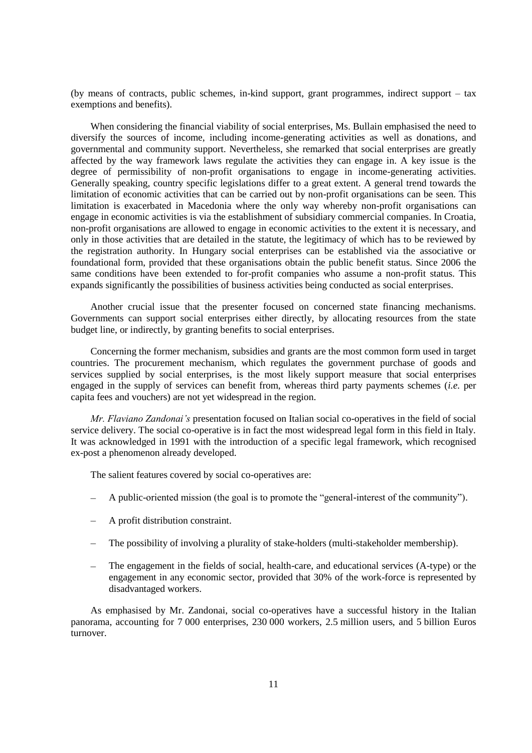(by means of contracts, public schemes, in-kind support, grant programmes, indirect support – tax exemptions and benefits).

When considering the financial viability of social enterprises, Ms. Bullain emphasised the need to diversify the sources of income, including income-generating activities as well as donations, and governmental and community support. Nevertheless, she remarked that social enterprises are greatly affected by the way framework laws regulate the activities they can engage in. A key issue is the degree of permissibility of non-profit organisations to engage in income-generating activities. Generally speaking, country specific legislations differ to a great extent. A general trend towards the limitation of economic activities that can be carried out by non-profit organisations can be seen. This limitation is exacerbated in Macedonia where the only way whereby non-profit organisations can engage in economic activities is via the establishment of subsidiary commercial companies. In Croatia, non-profit organisations are allowed to engage in economic activities to the extent it is necessary, and only in those activities that are detailed in the statute, the legitimacy of which has to be reviewed by the registration authority. In Hungary social enterprises can be established via the associative or foundational form, provided that these organisations obtain the public benefit status. Since 2006 the same conditions have been extended to for-profit companies who assume a non-profit status. This expands significantly the possibilities of business activities being conducted as social enterprises.

Another crucial issue that the presenter focused on concerned state financing mechanisms. Governments can support social enterprises either directly, by allocating resources from the state budget line, or indirectly, by granting benefits to social enterprises.

Concerning the former mechanism, subsidies and grants are the most common form used in target countries. The procurement mechanism, which regulates the government purchase of goods and services supplied by social enterprises, is the most likely support measure that social enterprises engaged in the supply of services can benefit from, whereas third party payments schemes (*i.e.* per capita fees and vouchers) are not yet widespread in the region.

*Mr. Flaviano Zandonai's* presentation focused on Italian social co-operatives in the field of social service delivery. The social co-operative is in fact the most widespread legal form in this field in Italy. It was acknowledged in 1991 with the introduction of a specific legal framework, which recognised ex-post a phenomenon already developed.

The salient features covered by social co-operatives are:

- A public-oriented mission (the goal is to promote the "general-interest of the community").
- A profit distribution constraint.
- The possibility of involving a plurality of stake-holders (multi-stakeholder membership).
- The engagement in the fields of social, health-care, and educational services (A-type) or the engagement in any economic sector, provided that 30% of the work-force is represented by disadvantaged workers.

As emphasised by Mr. Zandonai, social co-operatives have a successful history in the Italian panorama, accounting for 7 000 enterprises, 230 000 workers, 2.5 million users, and 5 billion Euros turnover.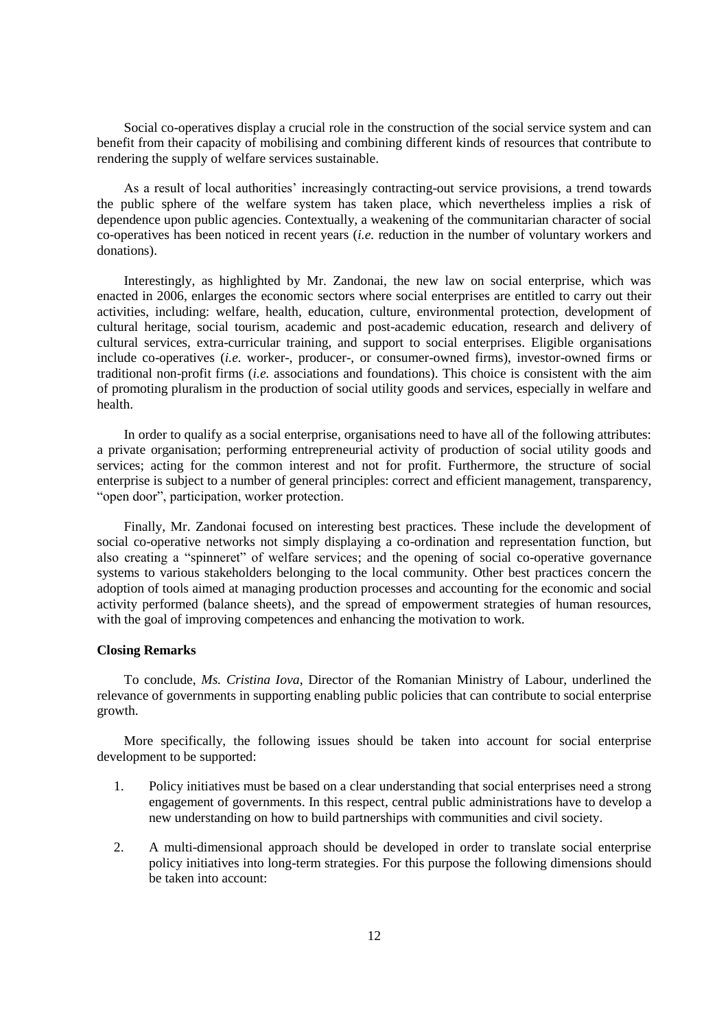Social co-operatives display a crucial role in the construction of the social service system and can benefit from their capacity of mobilising and combining different kinds of resources that contribute to rendering the supply of welfare services sustainable.

As a result of local authorities' increasingly contracting-out service provisions, a trend towards the public sphere of the welfare system has taken place, which nevertheless implies a risk of dependence upon public agencies. Contextually, a weakening of the communitarian character of social co-operatives has been noticed in recent years (*i.e.* reduction in the number of voluntary workers and donations).

Interestingly, as highlighted by Mr. Zandonai, the new law on social enterprise, which was enacted in 2006, enlarges the economic sectors where social enterprises are entitled to carry out their activities, including: welfare, health, education, culture, environmental protection, development of cultural heritage, social tourism, academic and post-academic education, research and delivery of cultural services, extra-curricular training, and support to social enterprises. Eligible organisations include co-operatives (*i.e.* worker-, producer-, or consumer-owned firms), investor-owned firms or traditional non-profit firms (*i.e.* associations and foundations). This choice is consistent with the aim of promoting pluralism in the production of social utility goods and services, especially in welfare and health.

In order to qualify as a social enterprise, organisations need to have all of the following attributes: a private organisation; performing entrepreneurial activity of production of social utility goods and services; acting for the common interest and not for profit. Furthermore, the structure of social enterprise is subject to a number of general principles: correct and efficient management, transparency, "open door", participation, worker protection.

Finally, Mr. Zandonai focused on interesting best practices. These include the development of social co-operative networks not simply displaying a co-ordination and representation function, but also creating a "spinneret" of welfare services; and the opening of social co-operative governance systems to various stakeholders belonging to the local community. Other best practices concern the adoption of tools aimed at managing production processes and accounting for the economic and social activity performed (balance sheets), and the spread of empowerment strategies of human resources, with the goal of improving competences and enhancing the motivation to work.

**Closing Remarks**

To conclude, *Ms. Cristina Iova*, Director of the Romanian Ministry of Labour, underlined the relevance of governments in supporting enabling public policies that can contribute to social enterprise growth.

More specifically, the following issues should be taken into account for social enterprise development to be supported:

1. Policy initiatives must be based on a clear understanding that social enterprises need a strong engagement of governments. In this respect, central public administrations have to develop a new understanding on how to build partnerships with communities and civil society.

2. A multi-dimensional approach should be developed in order to translate social enterprise policy initiatives into long-term strategies. For this purpose the following dimensions should be taken into account: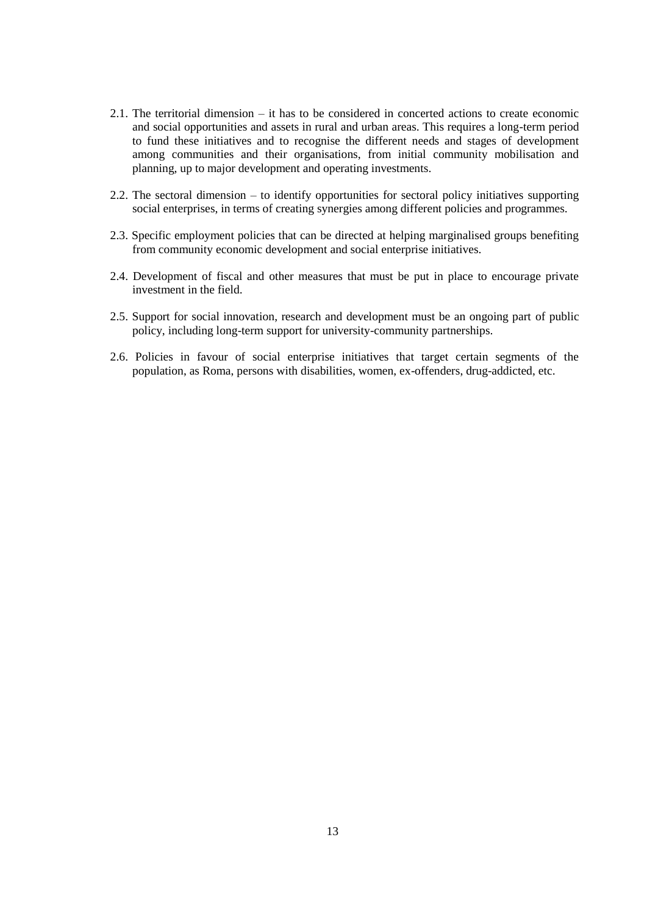2.1. The territorial dimension – it has to be considered in concerted actions to create economic and social opportunities and assets in rural and urban areas. This requires a long-term period to fund these initiatives and to recognise the different needs and stages of development among communities and their organisations, from initial community mobilisation and planning, up to major development and operating investments.

2.2. The sectoral dimension – to identify opportunities for sectoral policy initiatives supporting social enterprises, in terms of creating synergies among different policies and programmes.

2.3. Specific employment policies that can be directed at helping marginalised groups benefiting from community economic development and social enterprise initiatives.

2.4. Development of fiscal and other measures that must be put in place to encourage private investment in the field.

2.5. Support for social innovation, research and development must be an ongoing part of public policy, including long-term support for university-community partnerships.

2.6. Policies in favour of social enterprise initiatives that target certain segments of the population, as Roma, persons with disabilities, women, ex-offenders, drug-addicted, etc.